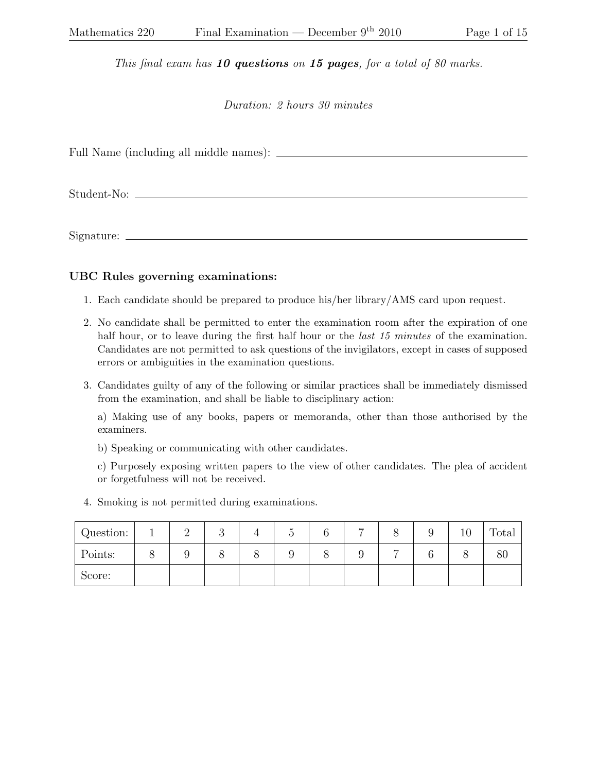*This final exam has **10 questions** on **15 pages**, for a total of 80 marks.*

*Duration: 2 hours 30 minutes*

Full Name (including all middle names): ____________________________________

Student-No: ____________________________________

Signature: ____________________________________

### UBC Rules governing examinations:

1. Each candidate should be prepared to produce his/her library/AMS card upon request.
2. No candidate shall be permitted to enter the examination room after the expiration of one half hour, or to leave during the first half hour or the *last 15 minutes* of the examination. Candidates are not permitted to ask questions of the invigilators, except in cases of supposed errors or ambiguities in the examination questions.
3. Candidates guilty of any of the following or similar practices shall be immediately dismissed from the examination, and shall be liable to disciplinary action:

   a) Making use of any books, papers or memoranda, other than those authorised by the examiners.

   b) Speaking or communicating with other candidates.

   c) Purposely exposing written papers to the view of other candidates. The plea of accident or forgetfulness will not be received.
4. Smoking is not permitted during examinations.

| Question: | 1 | 2 | 3 | 4 | 5 | 6 | 7 | 8 | 9 | 10 | Total |
|---|---|---|---|---|---|---|---|---|---|---|---|
| Points: | 8 | 9 | 8 | 8 | 9 | 8 | 9 | 7 | 6 | 8 | 80 |
| Score: | | | | | | | | | | | |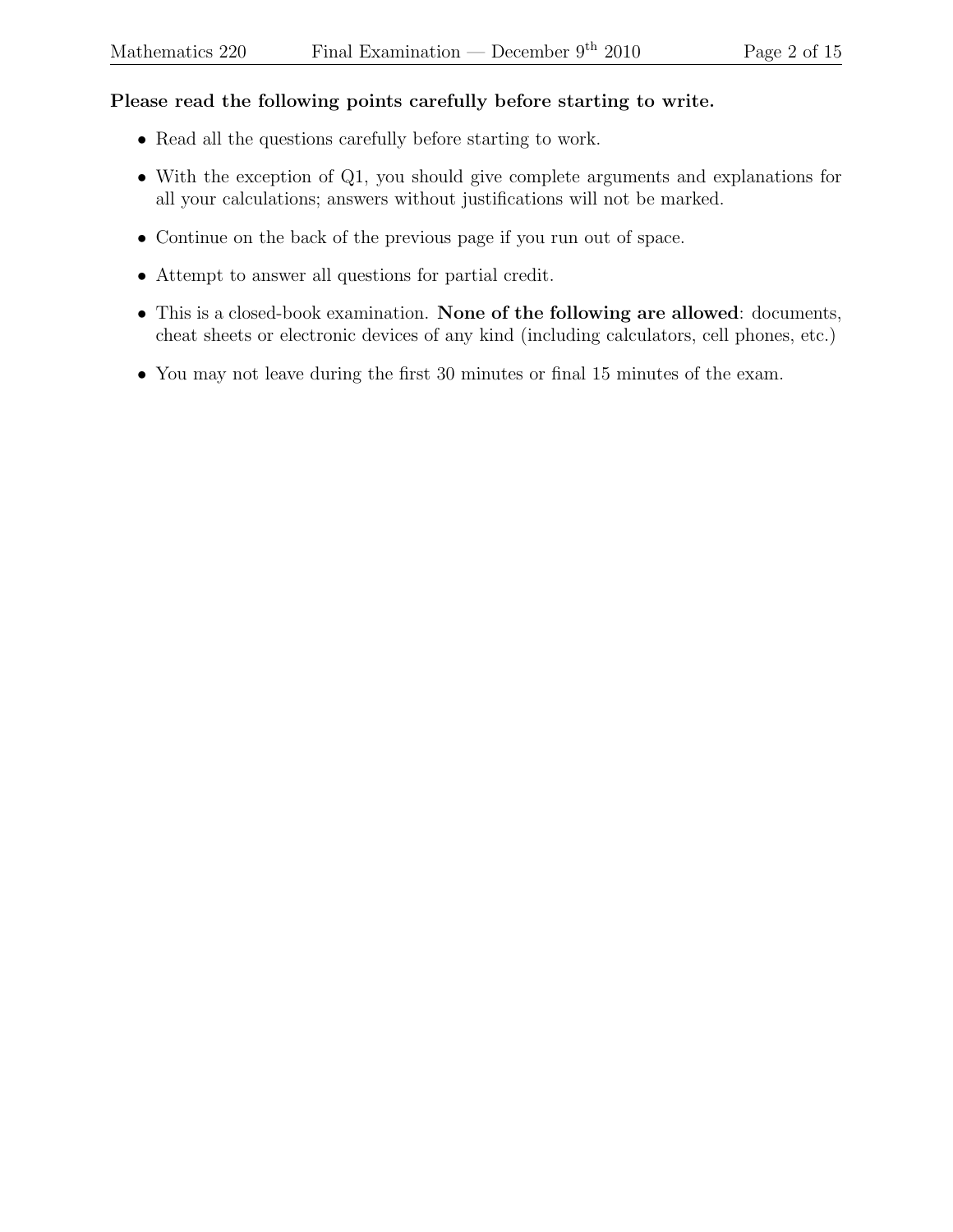**Please read the following points carefully before starting to write.**

- Read all the questions carefully before starting to work.
- With the exception of Q1, you should give complete arguments and explanations for all your calculations; answers without justifications will not be marked.
- Continue on the back of the previous page if you run out of space.
- Attempt to answer all questions for partial credit.
- This is a closed-book examination. **None of the following are allowed**: documents, cheat sheets or electronic devices of any kind (including calculators, cell phones, etc.)
- You may not leave during the first 30 minutes or final 15 minutes of the exam.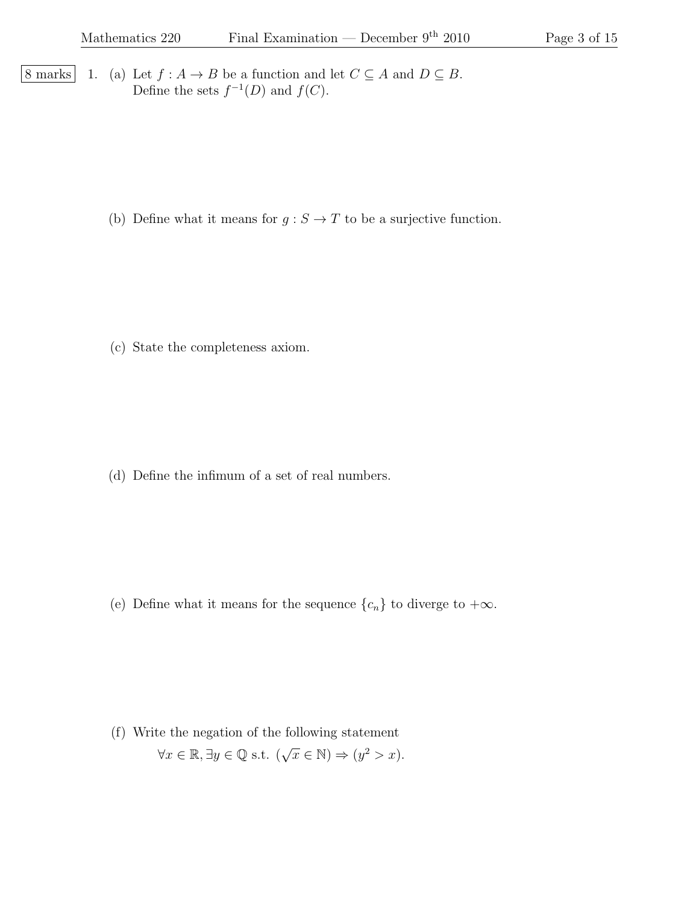8 marks

1. (a) Let $f : A \to B$ be a function and let $C \subseteq A$ and $D \subseteq B$.
   Define the sets $f^{-1}(D)$ and $f(C)$.

   (b) Define what it means for $g : S \to T$ to be a surjective function.

   (c) State the completeness axiom.

   (d) Define the infimum of a set of real numbers.

   (e) Define what it means for the sequence $\{c_n\}$ to diverge to $+\infty$.

   (f) Write the negation of the following statement

   $$\forall x \in \mathbb{R}, \exists y \in \mathbb{Q} \text{ s.t. } (\sqrt{x} \in \mathbb{N}) \Rightarrow (y^2 > x).$$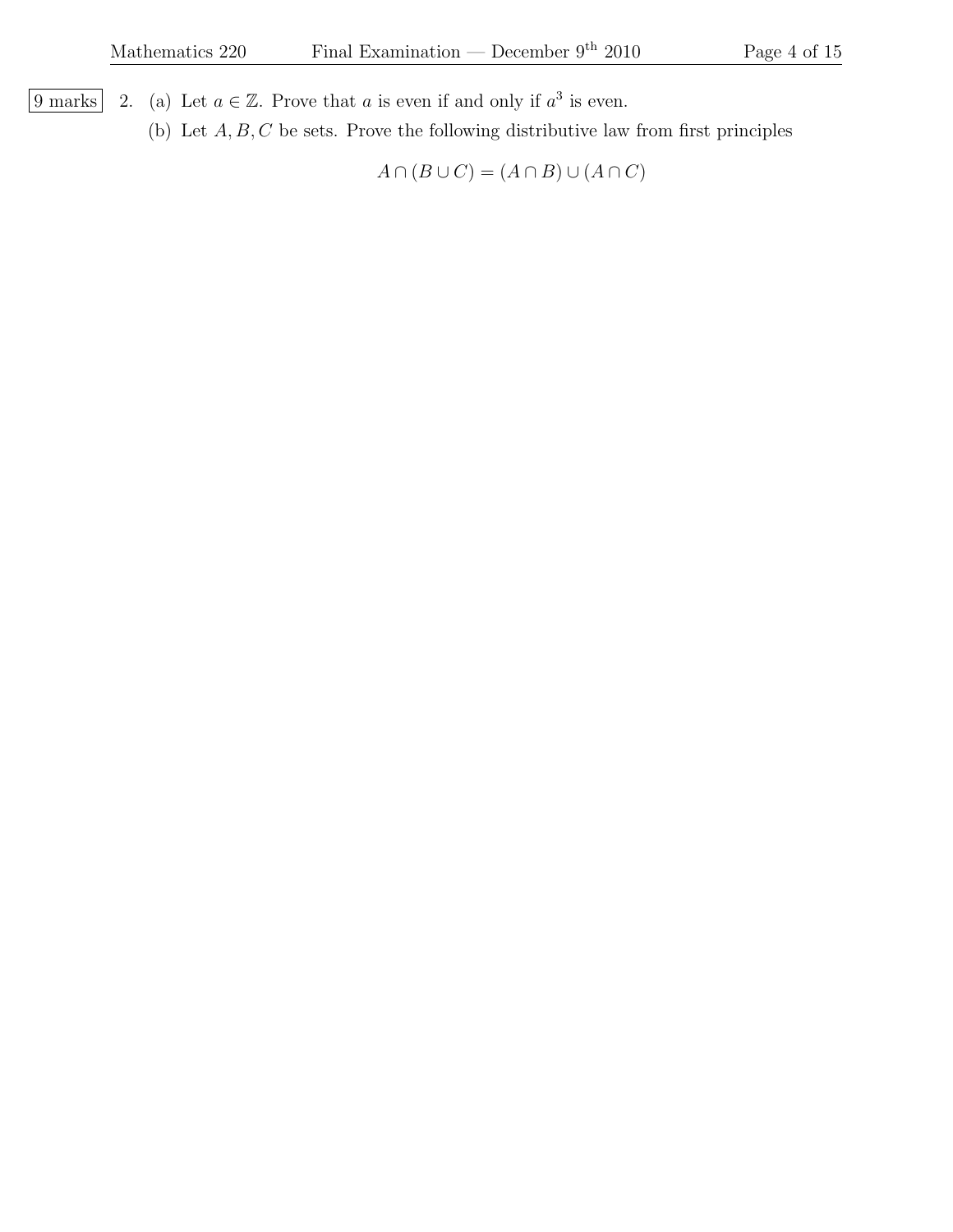9 marks

2. (a) Let $a \in \mathbb{Z}$. Prove that $a$ is even if and only if $a^3$ is even.

   (b) Let $A, B, C$ be sets. Prove the following distributive law from first principles

$$A \cap (B \cup C) = (A \cap B) \cup (A \cap C)$$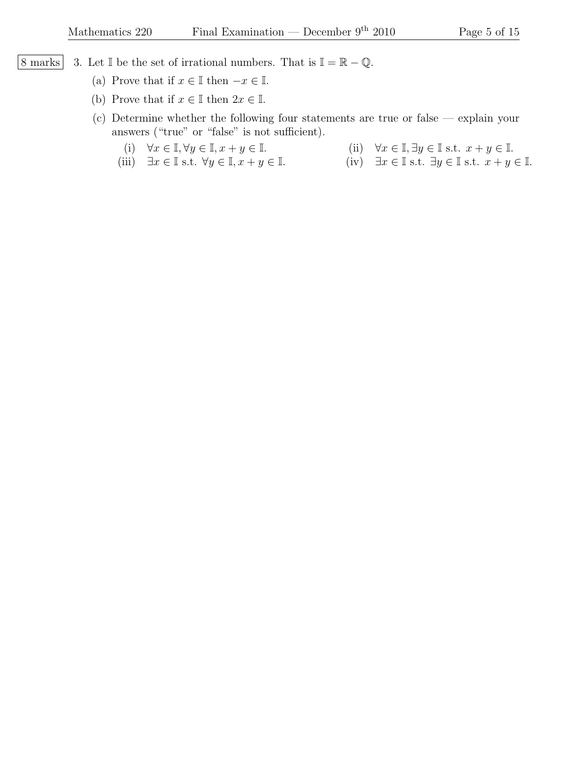8 marks

3. Let $\mathbb{I}$ be the set of irrational numbers. That is $\mathbb{I} = \mathbb{R} - \mathbb{Q}$.

   (a) Prove that if $x \in \mathbb{I}$ then $-x \in \mathbb{I}$.

   (b) Prove that if $x \in \mathbb{I}$ then $2x \in \mathbb{I}$.

   (c) Determine whether the following four statements are true or false — explain your answers ("true" or "false" is not sufficient).

      (i) $\forall x \in \mathbb{I}, \forall y \in \mathbb{I}, x + y \in \mathbb{I}$.

      (ii) $\forall x \in \mathbb{I}, \exists y \in \mathbb{I}$ s.t. $x + y \in \mathbb{I}$.

      (iii) $\exists x \in \mathbb{I}$ s.t. $\forall y \in \mathbb{I}, x + y \in \mathbb{I}$.

      (iv) $\exists x \in \mathbb{I}$ s.t. $\exists y \in \mathbb{I}$ s.t. $x + y \in \mathbb{I}$.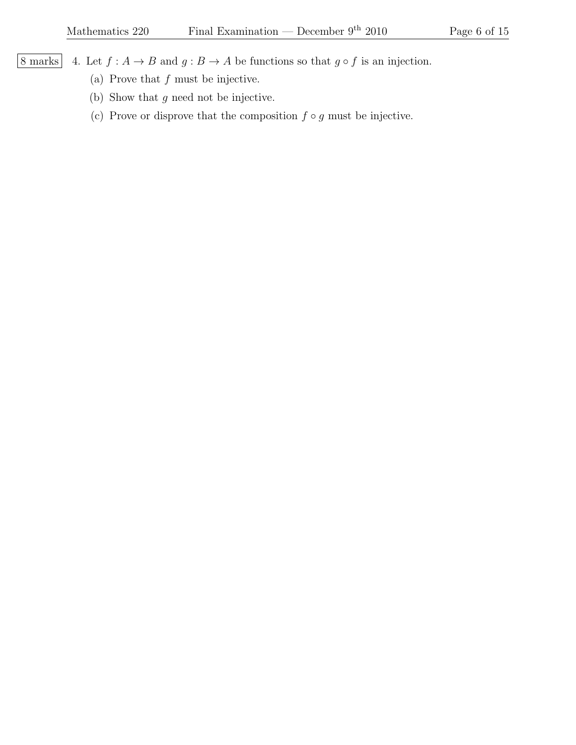8 marks

4. Let $f : A \to B$ and $g : B \to A$ be functions so that $g \circ f$ is an injection.

   (a) Prove that $f$ must be injective.

   (b) Show that $g$ need not be injective.

   (c) Prove or disprove that the composition $f \circ g$ must be injective.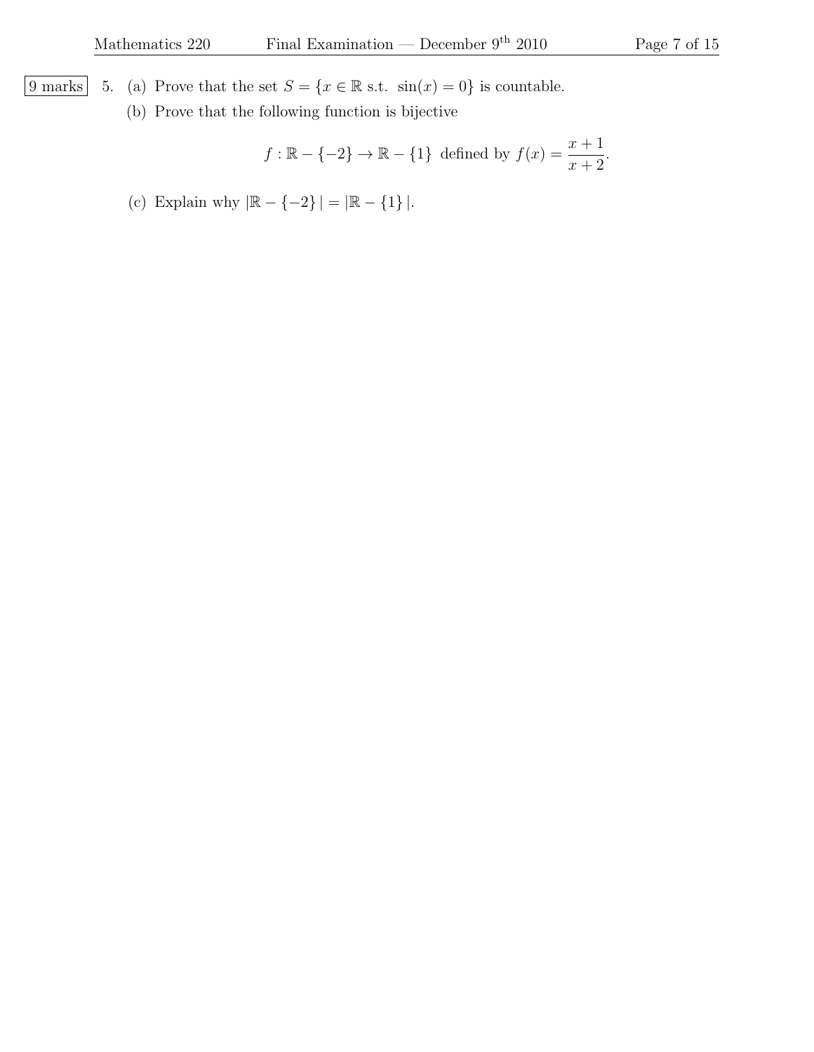9 marks

5. (a) Prove that the set $S = \{x \in \mathbb{R} \text{ s.t. } \sin(x) = 0\}$ is countable.

(b) Prove that the following function is bijective

$$f : \mathbb{R} - \{-2\} \to \mathbb{R} - \{1\} \text{ defined by } f(x) = \frac{x+1}{x+2}.$$

(c) Explain why $|\mathbb{R} - \{-2\}| = |\mathbb{R} - \{1\}|$.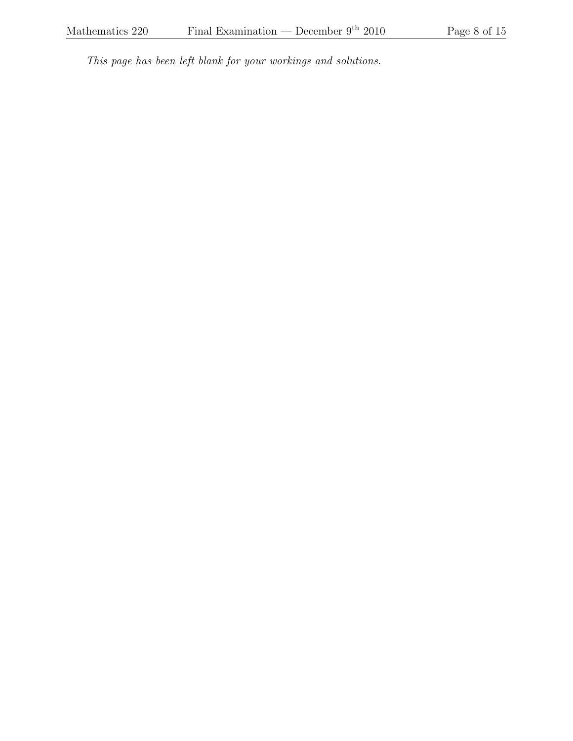*This page has been left blank for your workings and solutions.*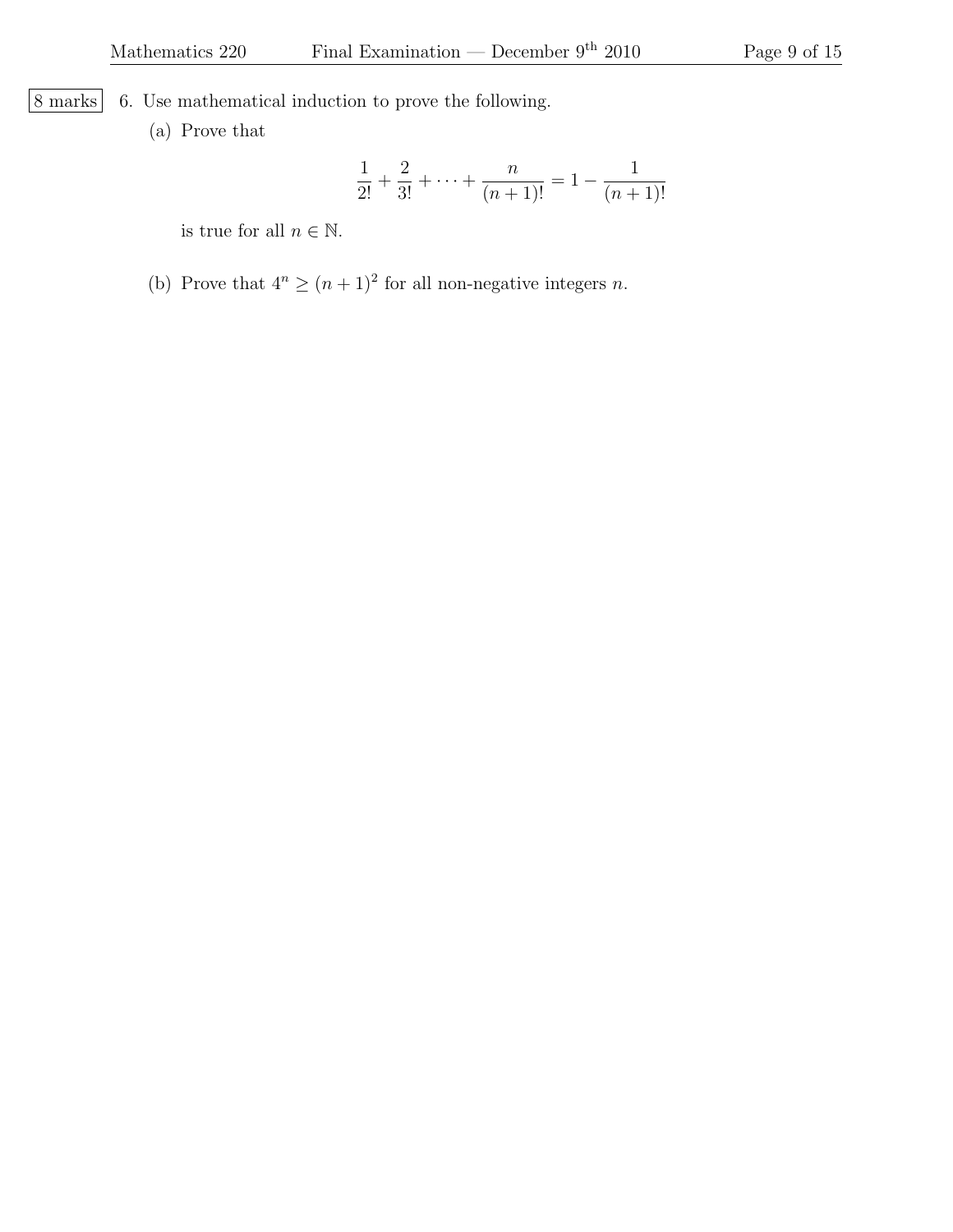8 marks

6. Use mathematical induction to prove the following.

   (a) Prove that

   $$\frac{1}{2!} + \frac{2}{3!} + \cdots + \frac{n}{(n+1)!} = 1 - \frac{1}{(n+1)!}$$

   is true for all $n \in \mathbb{N}$.

   (b) Prove that $4^n \geq (n+1)^2$ for all non-negative integers $n$.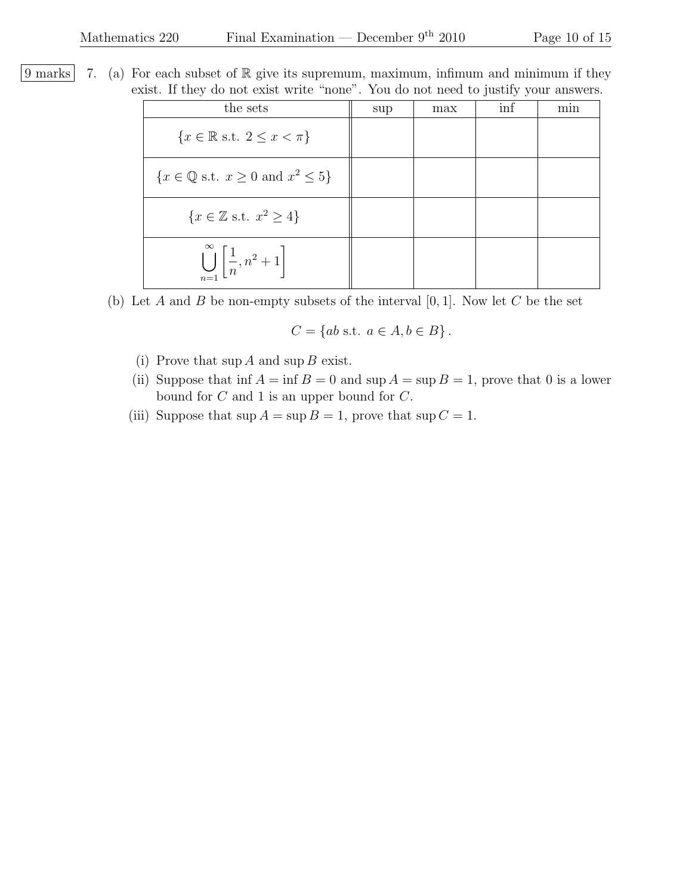9 marks

7. (a) For each subset of $\mathbb{R}$ give its supremum, maximum, infimum and minimum if they exist. If they do not exist write "none". You do not need to justify your answers.

| the sets | sup | max | inf | min |
|---|---|---|---|---|
| $\{x \in \mathbb{R} \text{ s.t. } 2 \leq x < \pi\}$ | | | | |
| $\{x \in \mathbb{Q} \text{ s.t. } x \geq 0 \text{ and } x^2 \leq 5\}$ | | | | |
| $\{x \in \mathbb{Z} \text{ s.t. } x^2 \geq 4\}$ | | | | |
| $\bigcup_{n=1}^{\infty} \left[\frac{1}{n}, n^2+1\right]$ | | | | |

(b) Let $A$ and $B$ be non-empty subsets of the interval $[0,1]$. Now let $C$ be the set

$$C = \{ab \text{ s.t. } a \in A, b \in B\}.$$

(i) Prove that $\sup A$ and $\sup B$ exist.

(ii) Suppose that $\inf A = \inf B = 0$ and $\sup A = \sup B = 1$, prove that 0 is a lower bound for $C$ and 1 is an upper bound for $C$.

(iii) Suppose that $\sup A = \sup B = 1$, prove that $\sup C = 1$.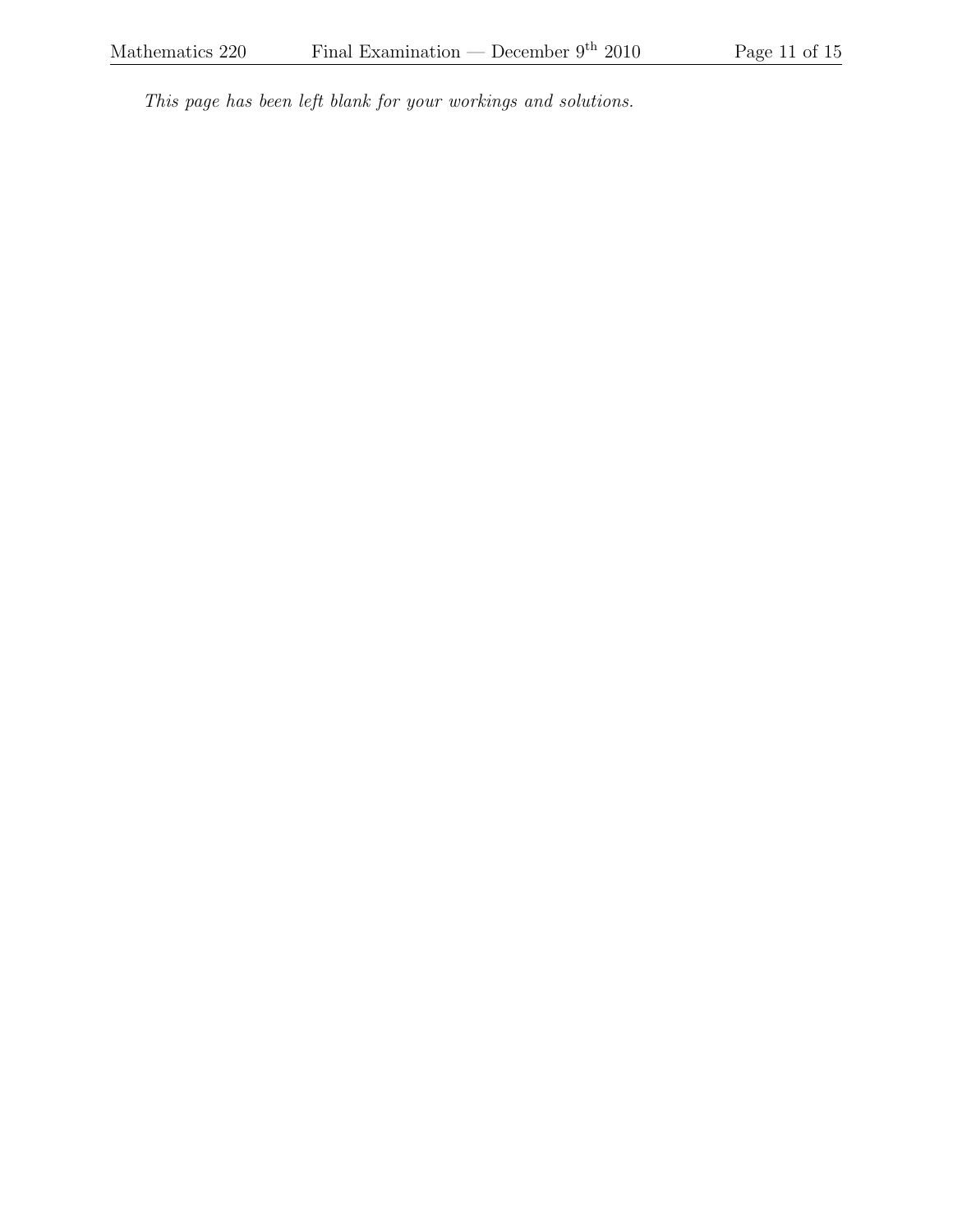*This page has been left blank for your workings and solutions.*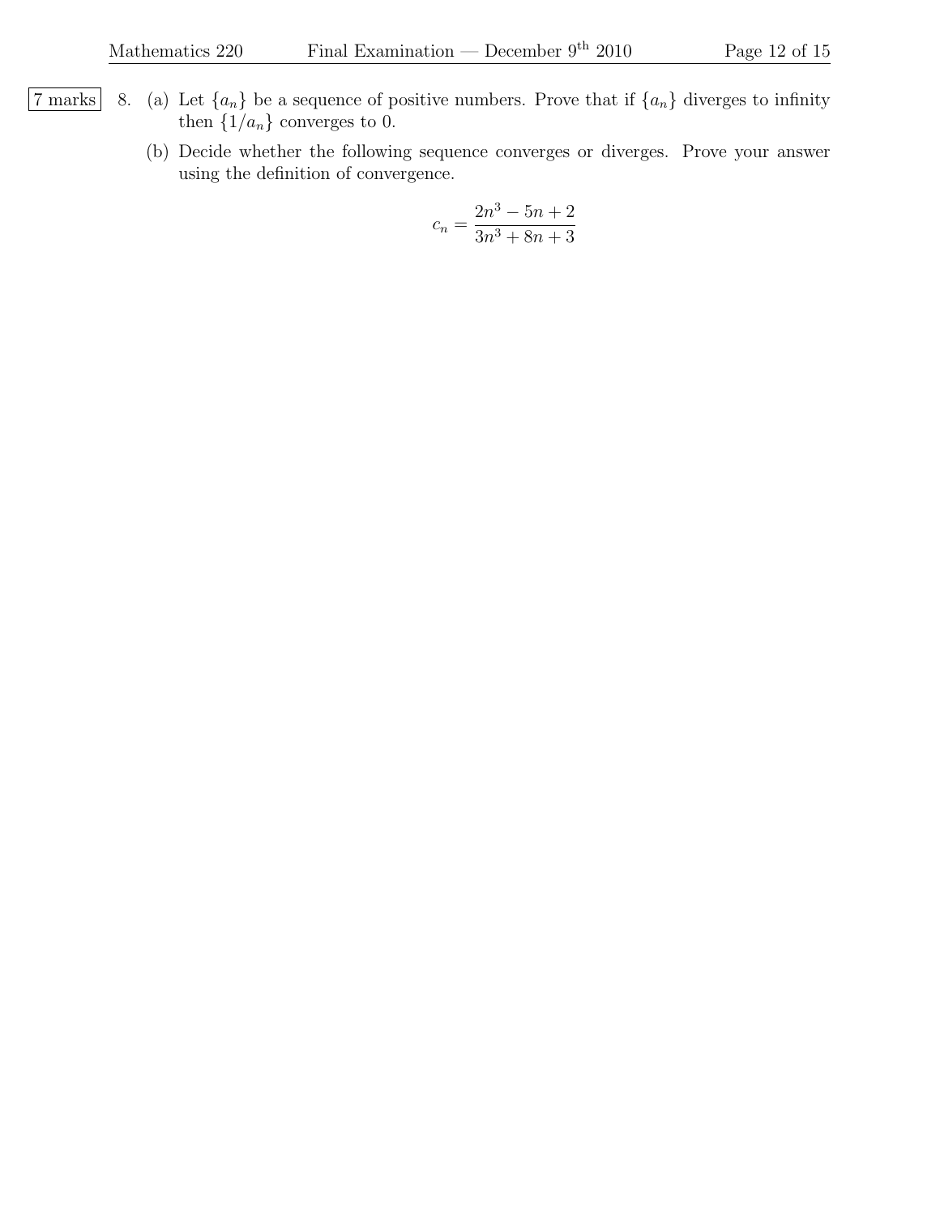7 marks

8. (a) Let $\{a_n\}$ be a sequence of positive numbers. Prove that if $\{a_n\}$ diverges to infinity then $\{1/a_n\}$ converges to 0.

   (b) Decide whether the following sequence converges or diverges. Prove your answer using the definition of convergence.

$$c_n = \frac{2n^3 - 5n + 2}{3n^3 + 8n + 3}$$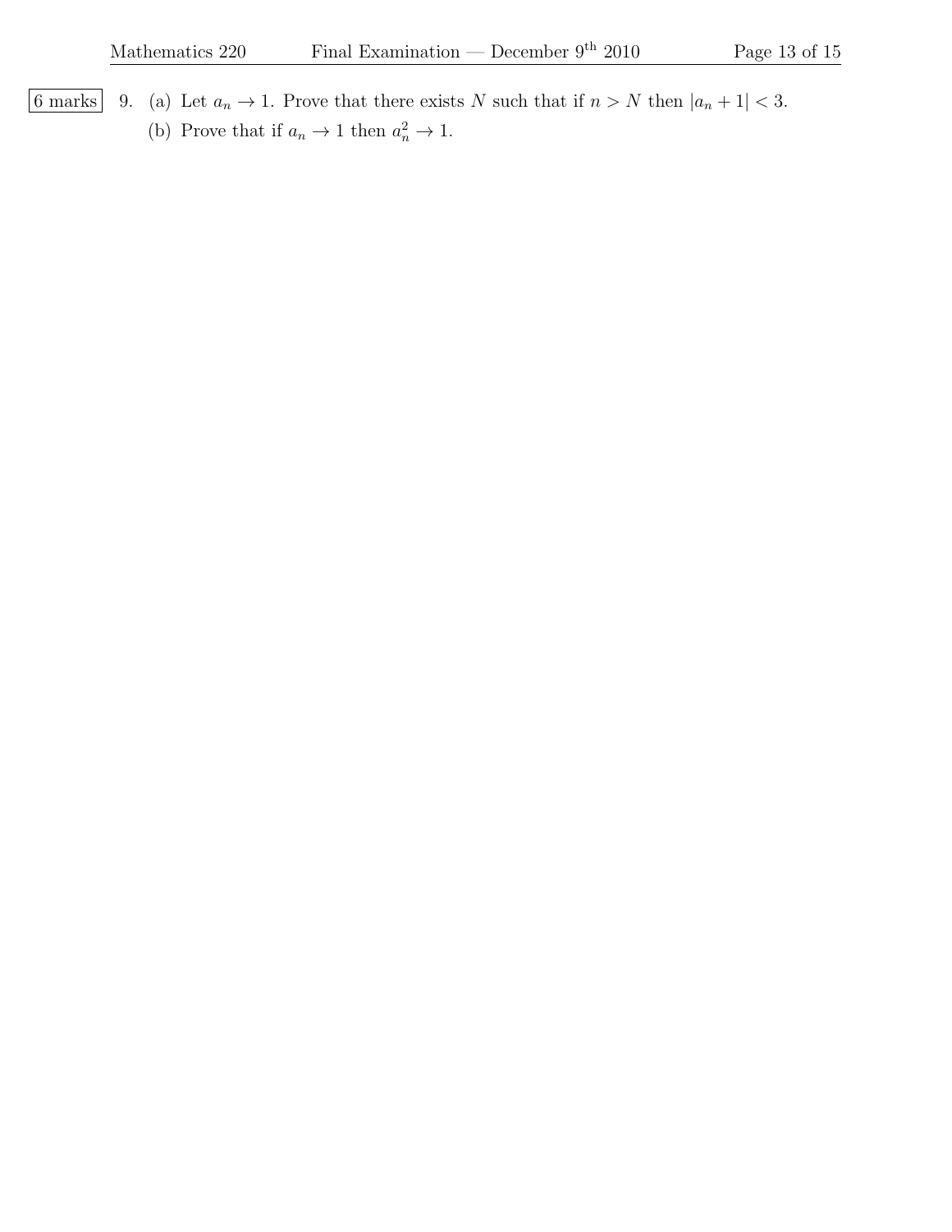6 marks

9. (a) Let $a_n \to 1$. Prove that there exists $N$ such that if $n > N$ then $|a_n + 1| < 3$.

   (b) Prove that if $a_n \to 1$ then $a_n^2 \to 1$.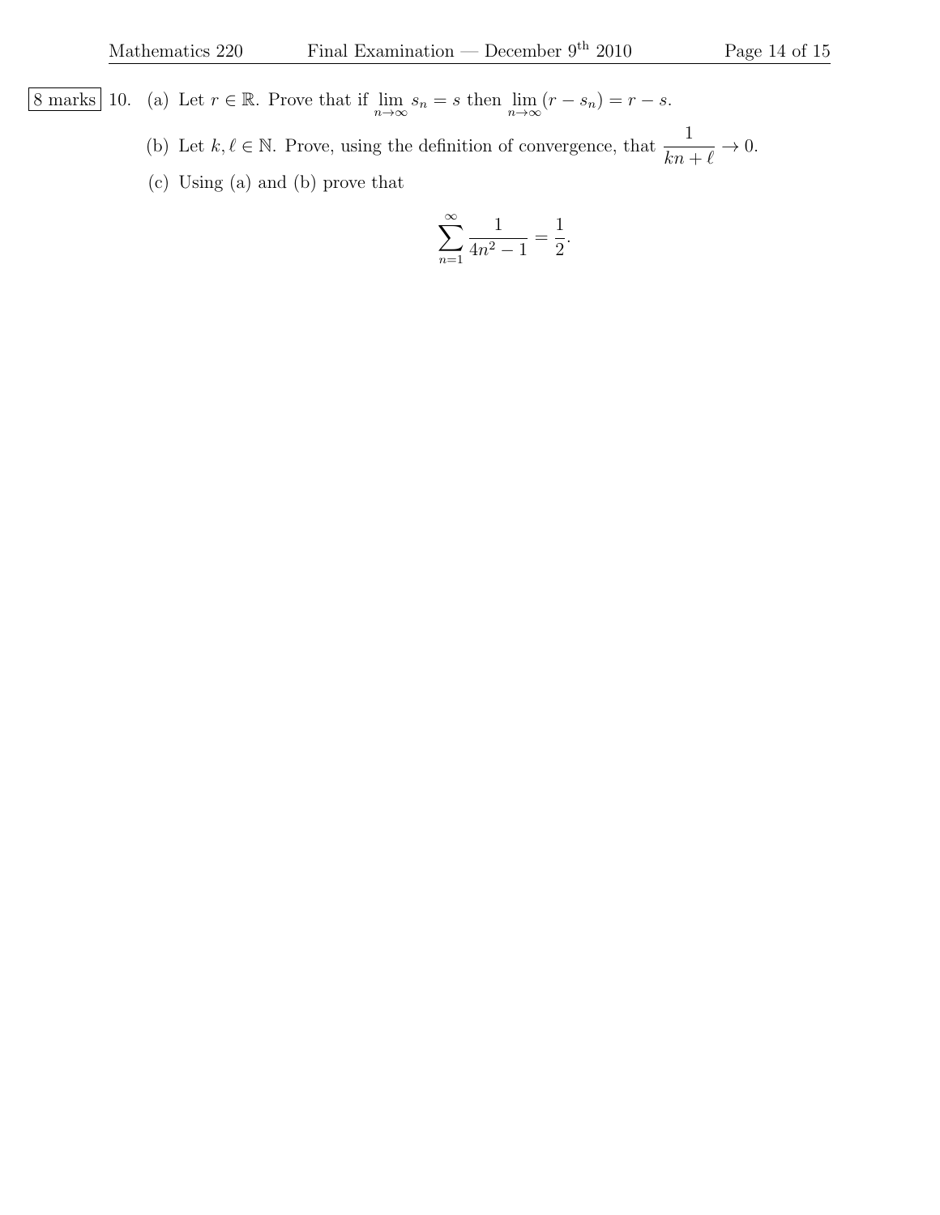8 marks 10. (a) Let $r \in \mathbb{R}$. Prove that if $\lim_{n\to\infty} s_n = s$ then $\lim_{n\to\infty} (r - s_n) = r - s$.

(b) Let $k, \ell \in \mathbb{N}$. Prove, using the definition of convergence, that $\frac{1}{kn + \ell} \to 0$.

(c) Using (a) and (b) prove that

$$\sum_{n=1}^{\infty} \frac{1}{4n^2 - 1} = \frac{1}{2}.$$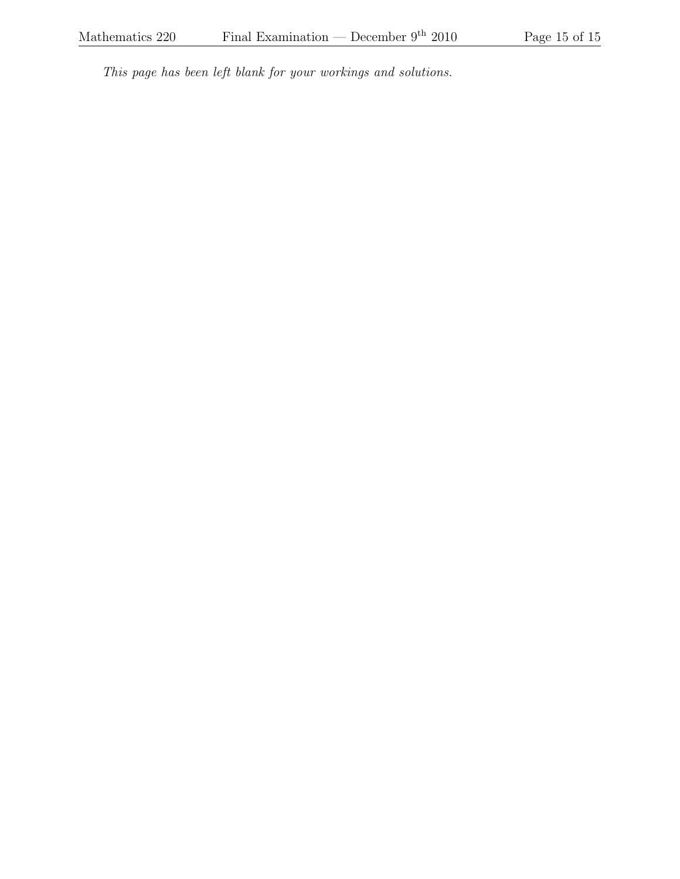*This page has been left blank for your workings and solutions.*